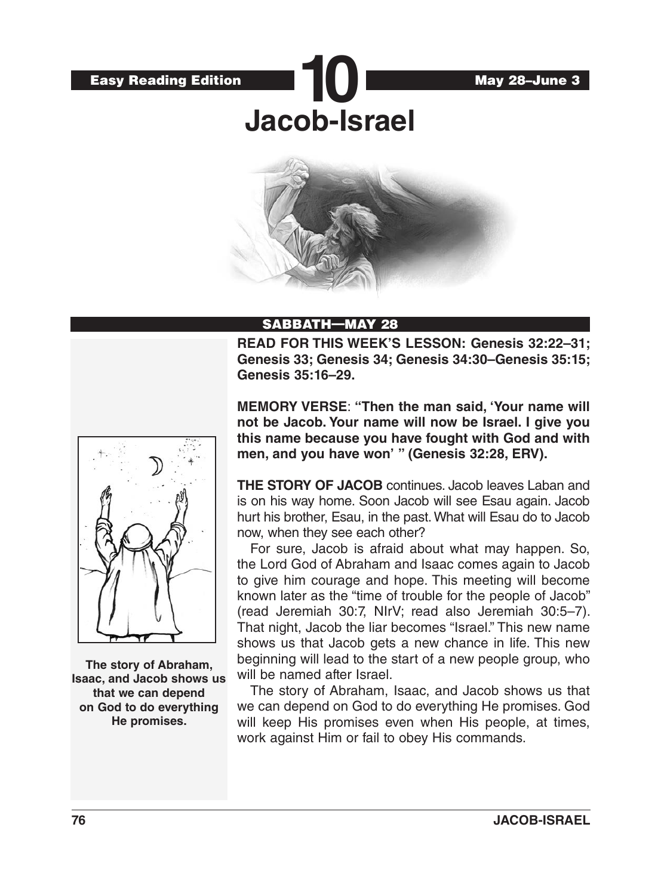Easy Reading Edition

# 10

May 28–June 3

# Jacob-Israel

## SABBATH—MAY 28

**READ FOR THIS WEEK'S LESSON: Genesis 32:22–31; Genesis 33; Genesis 34; Genesis 34:30–Genesis 35:15; Genesis 35:16–29.**

**MEMORY VERSE: "Then the man said, 'Your name will not be Jacob. Your name will now be Israel. I give you this name because you have fought with God and with men, and you have won' " (Genesis 32:28, ERV).**

**THE STORY OF JACOB** continues. Jacob leaves Laban and is on his way home. Soon Jacob will see Esau again. Jacob hurt his brother, Esau, in the past. What will Esau do to Jacob now, when they see each other?

For sure, Jacob is afraid about what may happen. So, the Lord God of Abraham and Isaac comes again to Jacob to give him courage and hope. This meeting will become known later as the "time of trouble for the people of Jacob" (read Jeremiah 30:7, NIrV; read also Jeremiah 30:5–7). That night, Jacob the liar becomes "Israel." This new name shows us that Jacob gets a new chance in life. This new beginning will lead to the start of a new people group, who will be named after Israel.

The story of Abraham, Isaac, and Jacob shows us that we can depend on God to do everything He promises. God will keep His promises even when His people, at times, work against Him or fail to obey His commands.

**The story of Abraham, Isaac, and Jacob shows us that we can depend on God to do everything He promises.**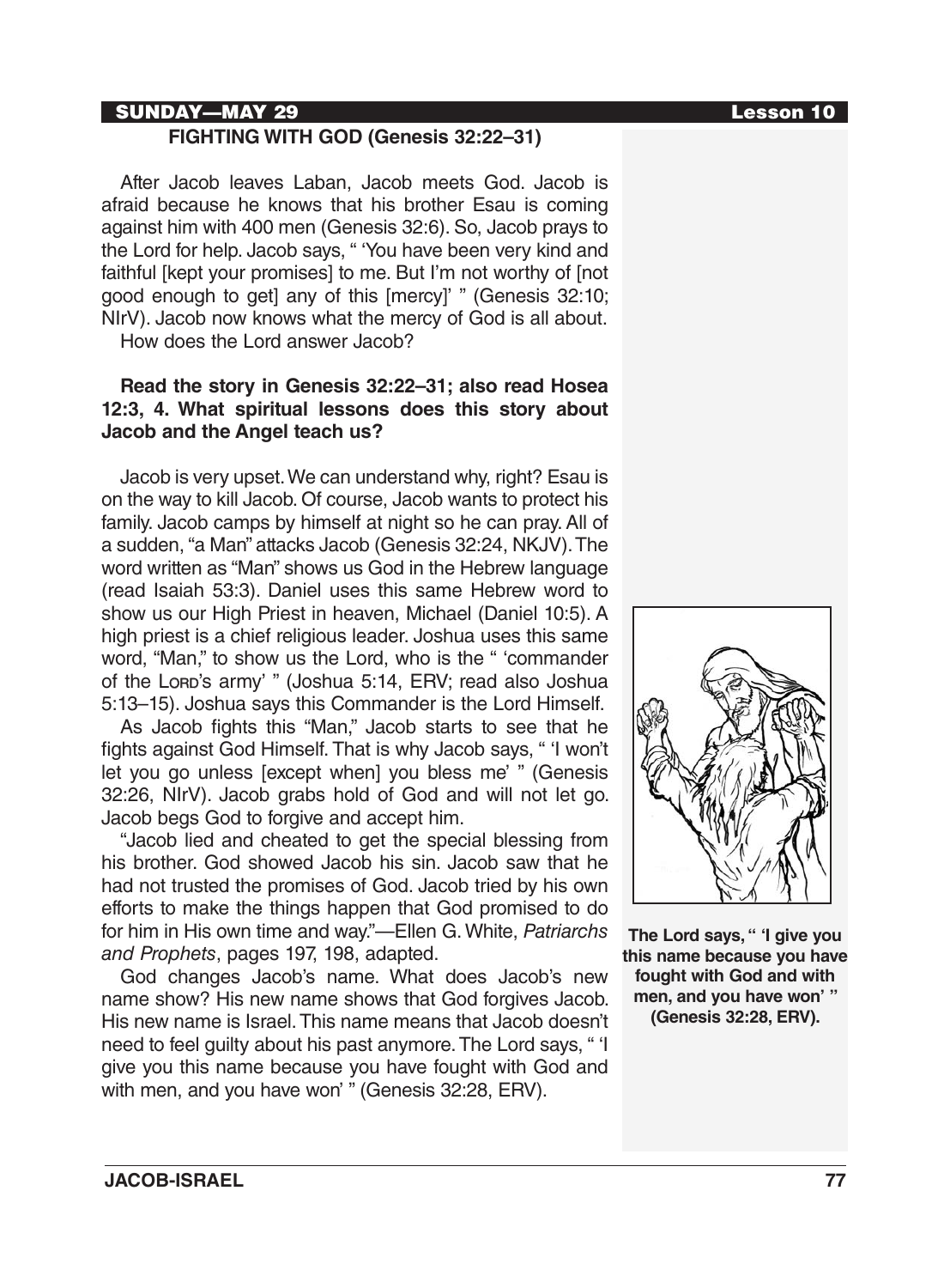**SUNDAY—MAY 29** **Lesson 10**

## FIGHTING WITH GOD (Genesis 32:22–31)

After Jacob leaves Laban, Jacob meets God. Jacob is afraid because he knows that his brother Esau is coming against him with 400 men (Genesis 32:6). So, Jacob prays to the Lord for help. Jacob says, " 'You have been very kind and faithful [kept your promises] to me. But I'm not worthy of [not good enough to get] any of this [mercy]' " (Genesis 32:10; NIrV). Jacob now knows what the mercy of God is all about.

How does the Lord answer Jacob?

**Read the story in Genesis 32:22–31; also read Hosea 12:3, 4. What spiritual lessons does this story about Jacob and the Angel teach us?**

Jacob is very upset. We can understand why, right? Esau is on the way to kill Jacob. Of course, Jacob wants to protect his family. Jacob camps by himself at night so he can pray. All of a sudden, "a Man" attacks Jacob (Genesis 32:24, NKJV). The word written as "Man" shows us God in the Hebrew language (read Isaiah 53:3). Daniel uses this same Hebrew word to show us our High Priest in heaven, Michael (Daniel 10:5). A high priest is a chief religious leader. Joshua uses this same word, "Man," to show us the Lord, who is the " 'commander of the LORD's army' " (Joshua 5:14, ERV; read also Joshua 5:13–15). Joshua says this Commander is the Lord Himself.

As Jacob fights this "Man," Jacob starts to see that he fights against God Himself. That is why Jacob says, " 'I won't let you go unless [except when] you bless me' " (Genesis 32:26, NIrV). Jacob grabs hold of God and will not let go. Jacob begs God to forgive and accept him.

"Jacob lied and cheated to get the special blessing from his brother. God showed Jacob his sin. Jacob saw that he had not trusted the promises of God. Jacob tried by his own efforts to make the things happen that God promised to do for him in His own time and way."—Ellen G. White, *Patriarchs and Prophets*, pages 197, 198, adapted.

God changes Jacob's name. What does Jacob's new name show? His new name shows that God forgives Jacob. His new name is Israel. This name means that Jacob doesn't need to feel guilty about his past anymore. The Lord says, " 'I give you this name because you have fought with God and with men, and you have won' " (Genesis 32:28, ERV).

**The Lord says, " 'I give you this name because you have fought with God and with men, and you have won' " (Genesis 32:28, ERV).**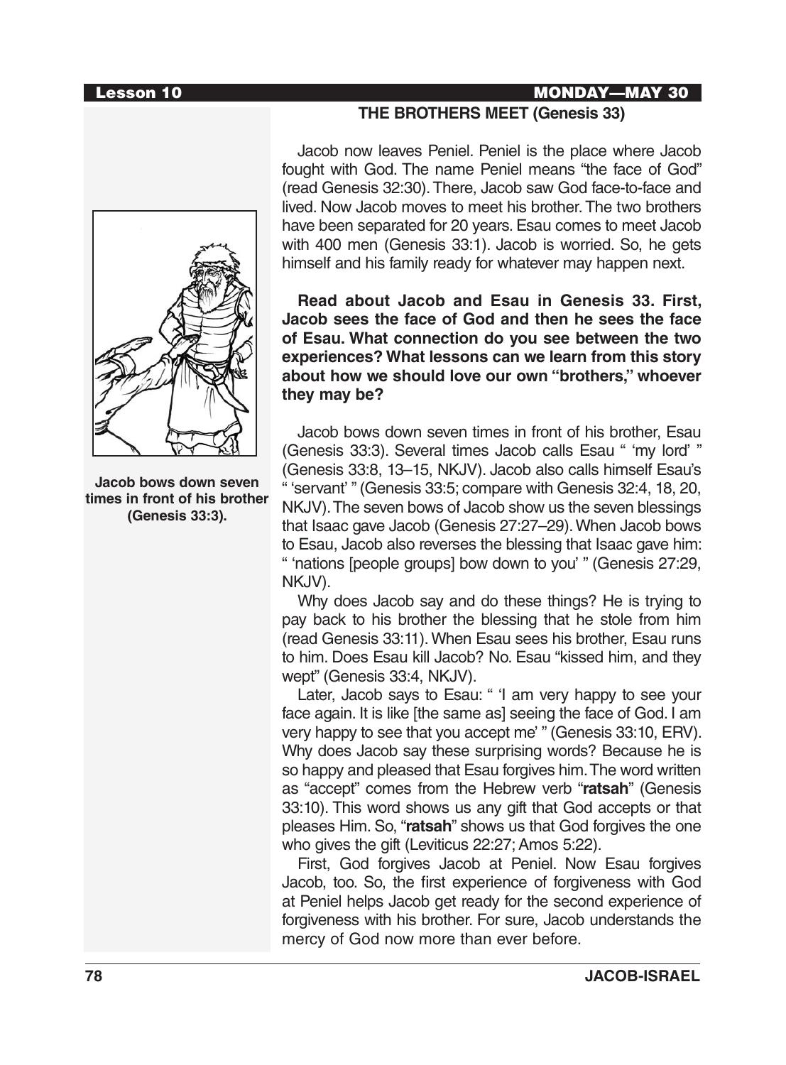## THE BROTHERS MEET (Genesis 33)

Jacob now leaves Peniel. Peniel is the place where Jacob fought with God. The name Peniel means "the face of God" (read Genesis 32:30). There, Jacob saw God face-to-face and lived. Now Jacob moves to meet his brother. The two brothers have been separated for 20 years. Esau comes to meet Jacob with 400 men (Genesis 33:1). Jacob is worried. So, he gets himself and his family ready for whatever may happen next.

**Read about Jacob and Esau in Genesis 33. First, Jacob sees the face of God and then he sees the face of Esau. What connection do you see between the two experiences? What lessons can we learn from this story about how we should love our own "brothers," whoever they may be?**

**Jacob bows down seven times in front of his brother (Genesis 33:3).**

Jacob bows down seven times in front of his brother, Esau (Genesis 33:3). Several times Jacob calls Esau " 'my lord' " (Genesis 33:8, 13–15, NKJV). Jacob also calls himself Esau's " 'servant' " (Genesis 33:5; compare with Genesis 32:4, 18, 20, NKJV). The seven bows of Jacob show us the seven blessings that Isaac gave Jacob (Genesis 27:27–29). When Jacob bows to Esau, Jacob also reverses the blessing that Isaac gave him: " 'nations [people groups] bow down to you' " (Genesis 27:29, NKJV).

Why does Jacob say and do these things? He is trying to pay back to his brother the blessing that he stole from him (read Genesis 33:11). When Esau sees his brother, Esau runs to him. Does Esau kill Jacob? No. Esau "kissed him, and they wept" (Genesis 33:4, NKJV).

Later, Jacob says to Esau: " 'I am very happy to see your face again. It is like [the same as] seeing the face of God. I am very happy to see that you accept me' " (Genesis 33:10, ERV). Why does Jacob say these surprising words? Because he is so happy and pleased that Esau forgives him. The word written as "accept" comes from the Hebrew verb "**ratsah**" (Genesis 33:10). This word shows us any gift that God accepts or that pleases Him. So, "**ratsah**" shows us that God forgives the one who gives the gift (Leviticus 22:27; Amos 5:22).

First, God forgives Jacob at Peniel. Now Esau forgives Jacob, too. So, the first experience of forgiveness with God at Peniel helps Jacob get ready for the second experience of forgiveness with his brother. For sure, Jacob understands the mercy of God now more than ever before.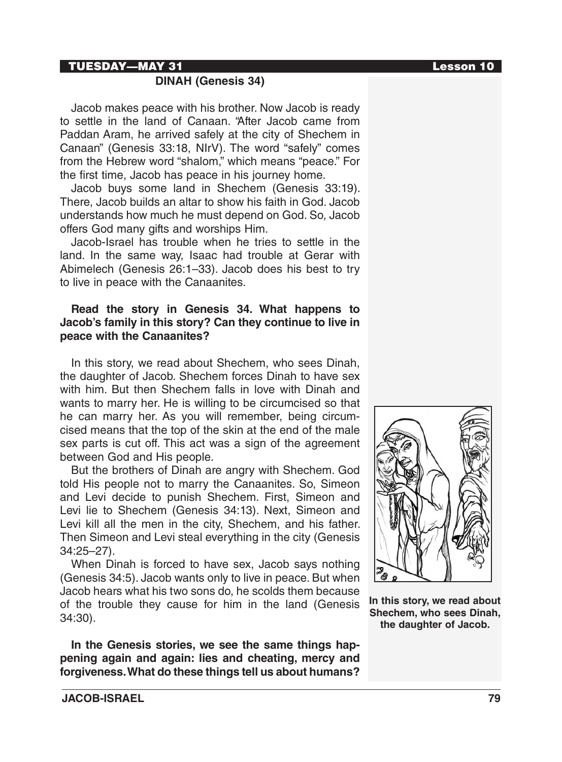**TUESDAY—MAY 31** 

## DINAH (Genesis 34)

Jacob makes peace with his brother. Now Jacob is ready to settle in the land of Canaan. "After Jacob came from Paddan Aram, he arrived safely at the city of Shechem in Canaan" (Genesis 33:18, NIrV). The word "safely" comes from the Hebrew word "shalom," which means "peace." For the first time, Jacob has peace in his journey home.

Jacob buys some land in Shechem (Genesis 33:19). There, Jacob builds an altar to show his faith in God. Jacob understands how much he must depend on God. So, Jacob offers God many gifts and worships Him.

Jacob-Israel has trouble when he tries to settle in the land. In the same way, Isaac had trouble at Gerar with Abimelech (Genesis 26:1–33). Jacob does his best to try to live in peace with the Canaanites.

**Read the story in Genesis 34. What happens to Jacob's family in this story? Can they continue to live in peace with the Canaanites?**

In this story, we read about Shechem, who sees Dinah, the daughter of Jacob. Shechem forces Dinah to have sex with him. But then Shechem falls in love with Dinah and wants to marry her. He is willing to be circumcised so that he can marry her. As you will remember, being circumcised means that the top of the skin at the end of the male sex parts is cut off. This act was a sign of the agreement between God and His people.

But the brothers of Dinah are angry with Shechem. God told His people not to marry the Canaanites. So, Simeon and Levi decide to punish Shechem. First, Simeon and Levi lie to Shechem (Genesis 34:13). Next, Simeon and Levi kill all the men in the city, Shechem, and his father. Then Simeon and Levi steal everything in the city (Genesis 34:25–27).

When Dinah is forced to have sex, Jacob says nothing (Genesis 34:5). Jacob wants only to live in peace. But when Jacob hears what his two sons do, he scolds them because of the trouble they cause for him in the land (Genesis 34:30).

**In this story, we read about Shechem, who sees Dinah, the daughter of Jacob.**

**In the Genesis stories, we see the same things happening again and again: lies and cheating, mercy and forgiveness. What do these things tell us about humans?**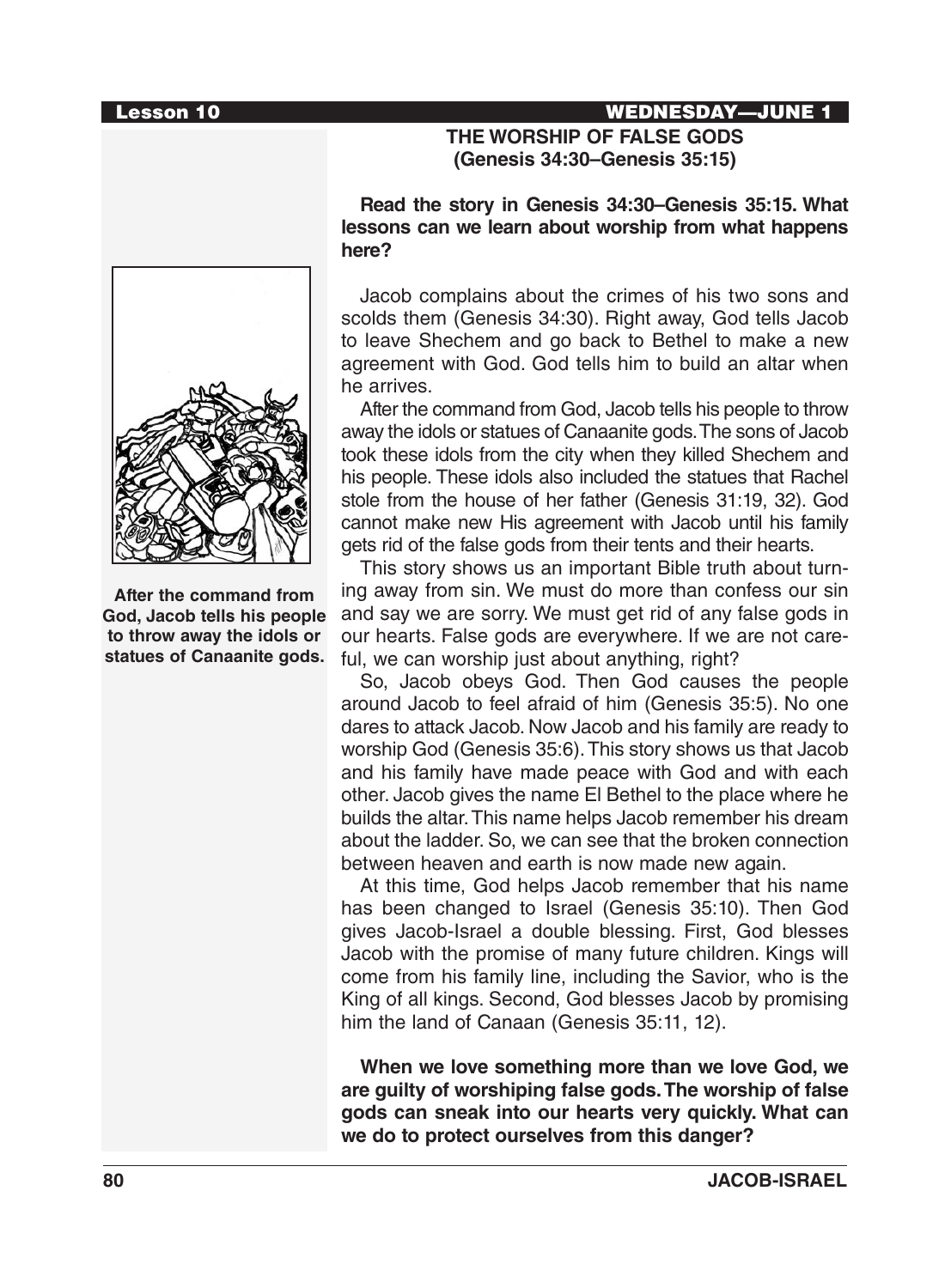## THE WORSHIP OF FALSE GODS
## (Genesis 34:30–Genesis 35:15)

**Read the story in Genesis 34:30–Genesis 35:15. What lessons can we learn about worship from what happens here?**

Jacob complains about the crimes of his two sons and scolds them (Genesis 34:30). Right away, God tells Jacob to leave Shechem and go back to Bethel to make a new agreement with God. God tells him to build an altar when he arrives.

After the command from God, Jacob tells his people to throw away the idols or statues of Canaanite gods. The sons of Jacob took these idols from the city when they killed Shechem and his people. These idols also included the statues that Rachel stole from the house of her father (Genesis 31:19, 32). God cannot make new His agreement with Jacob until his family gets rid of the false gods from their tents and their hearts.

**After the command from God, Jacob tells his people to throw away the idols or statues of Canaanite gods.**

This story shows us an important Bible truth about turning away from sin. We must do more than confess our sin and say we are sorry. We must get rid of any false gods in our hearts. False gods are everywhere. If we are not careful, we can worship just about anything, right?

So, Jacob obeys God. Then God causes the people around Jacob to feel afraid of him (Genesis 35:5). No one dares to attack Jacob. Now Jacob and his family are ready to worship God (Genesis 35:6). This story shows us that Jacob and his family have made peace with God and with each other. Jacob gives the name El Bethel to the place where he builds the altar. This name helps Jacob remember his dream about the ladder. So, we can see that the broken connection between heaven and earth is now made new again.

At this time, God helps Jacob remember that his name has been changed to Israel (Genesis 35:10). Then God gives Jacob-Israel a double blessing. First, God blesses Jacob with the promise of many future children. Kings will come from his family line, including the Savior, who is the King of all kings. Second, God blesses Jacob by promising him the land of Canaan (Genesis 35:11, 12).

**When we love something more than we love God, we are guilty of worshiping false gods. The worship of false gods can sneak into our hearts very quickly. What can we do to protect ourselves from this danger?**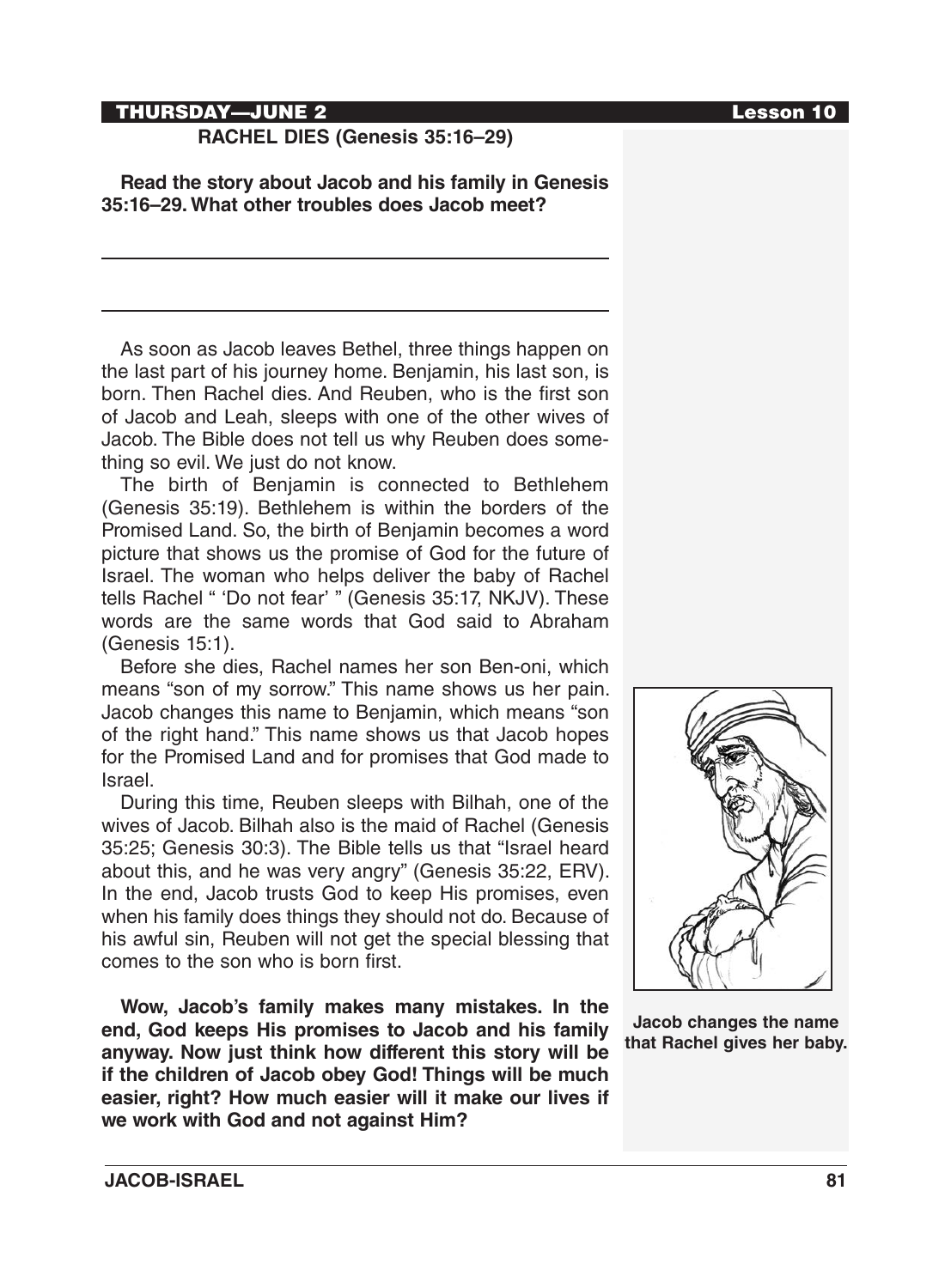## RACHEL DIES (Genesis 35:16–29)

**Read the story about Jacob and his family in Genesis 35:16–29. What other troubles does Jacob meet?**

As soon as Jacob leaves Bethel, three things happen on the last part of his journey home. Benjamin, his last son, is born. Then Rachel dies. And Reuben, who is the first son of Jacob and Leah, sleeps with one of the other wives of Jacob. The Bible does not tell us why Reuben does something so evil. We just do not know.

The birth of Benjamin is connected to Bethlehem (Genesis 35:19). Bethlehem is within the borders of the Promised Land. So, the birth of Benjamin becomes a word picture that shows us the promise of God for the future of Israel. The woman who helps deliver the baby of Rachel tells Rachel " 'Do not fear' " (Genesis 35:17, NKJV). These words are the same words that God said to Abraham (Genesis 15:1).

Before she dies, Rachel names her son Ben-oni, which means "son of my sorrow." This name shows us her pain. Jacob changes this name to Benjamin, which means "son of the right hand." This name shows us that Jacob hopes for the Promised Land and for promises that God made to Israel.

During this time, Reuben sleeps with Bilhah, one of the wives of Jacob. Bilhah also is the maid of Rachel (Genesis 35:25; Genesis 30:3). The Bible tells us that "Israel heard about this, and he was very angry" (Genesis 35:22, ERV). In the end, Jacob trusts God to keep His promises, even when his family does things they should not do. Because of his awful sin, Reuben will not get the special blessing that comes to the son who is born first.

**Wow, Jacob's family makes many mistakes. In the end, God keeps His promises to Jacob and his family anyway. Now just think how different this story will be if the children of Jacob obey God! Things will be much easier, right? How much easier will it make our lives if we work with God and not against Him?**

**Jacob changes the name that Rachel gives her baby.**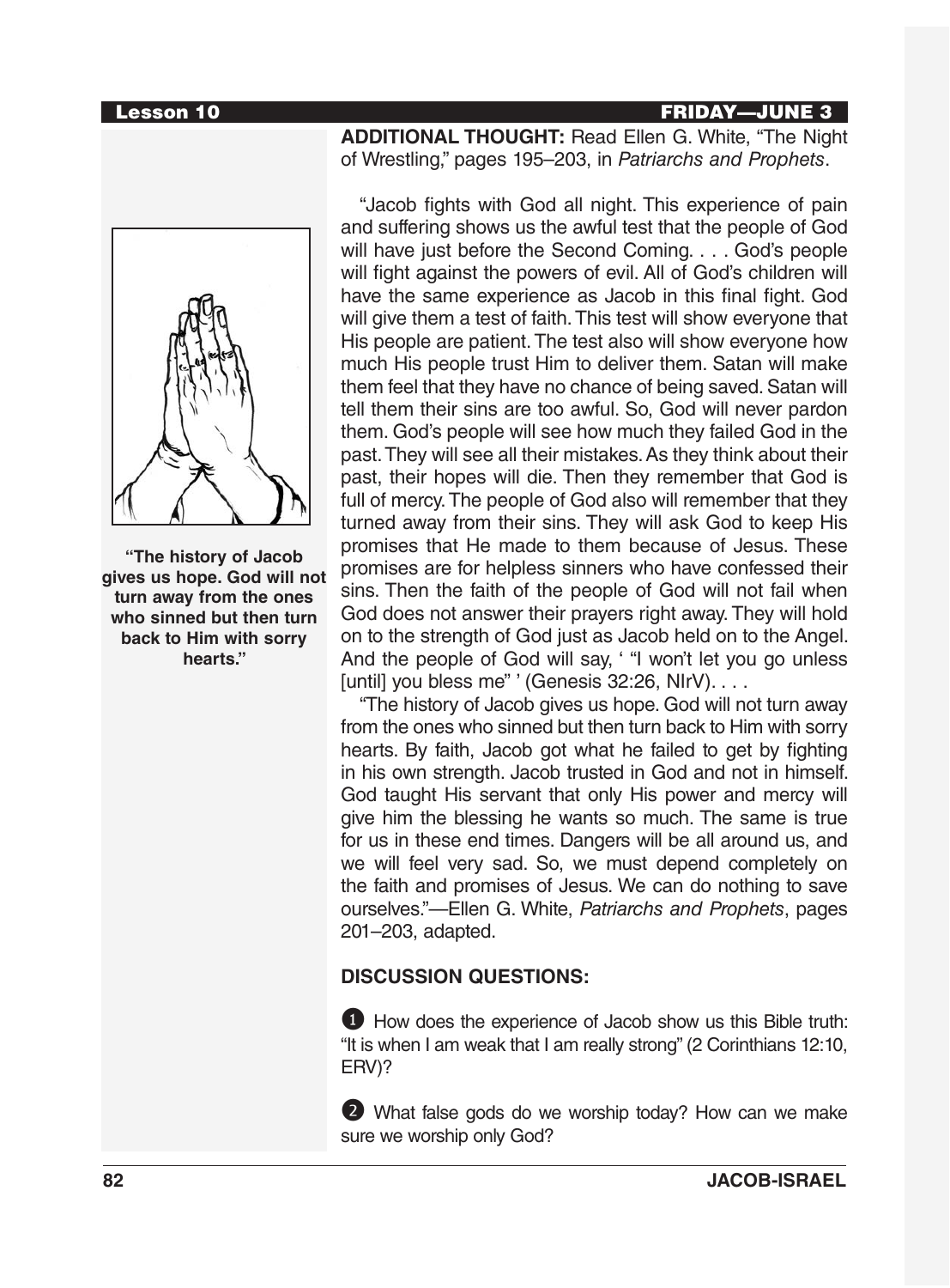**ADDITIONAL THOUGHT:** Read Ellen G. White, "The Night of Wrestling," pages 195–203, in *Patriarchs and Prophets*.

"Jacob fights with God all night. This experience of pain and suffering shows us the awful test that the people of God will have just before the Second Coming. . . . God's people will fight against the powers of evil. All of God's children will have the same experience as Jacob in this final fight. God will give them a test of faith. This test will show everyone that His people are patient. The test also will show everyone how much His people trust Him to deliver them. Satan will make them feel that they have no chance of being saved. Satan will tell them their sins are too awful. So, God will never pardon them. God's people will see how much they failed God in the past. They will see all their mistakes. As they think about their past, their hopes will die. Then they remember that God is full of mercy. The people of God also will remember that they turned away from their sins. They will ask God to keep His promises that He made to them because of Jesus. These promises are for helpless sinners who have confessed their sins. Then the faith of the people of God will not fail when God does not answer their prayers right away. They will hold on to the strength of God just as Jacob held on to the Angel. And the people of God will say, ' "I won't let you go unless [until] you bless me" ' (Genesis 32:26, NIrV). . . .

"The history of Jacob gives us hope. God will not turn away from the ones who sinned but then turn back to Him with sorry hearts. By faith, Jacob got what he failed to get by fighting in his own strength. Jacob trusted in God and not in himself. God taught His servant that only His power and mercy will give him the blessing he wants so much. The same is true for us in these end times. Dangers will be all around us, and we will feel very sad. So, we must depend completely on the faith and promises of Jesus. We can do nothing to save ourselves."—Ellen G. White, *Patriarchs and Prophets*, pages 201–203, adapted.

**"The history of Jacob gives us hope. God will not turn away from the ones who sinned but then turn back to Him with sorry hearts."**

## DISCUSSION QUESTIONS:

1. How does the experience of Jacob show us this Bible truth: "It is when I am weak that I am really strong" (2 Corinthians 12:10, ERV)?

2. What false gods do we worship today? How can we make sure we worship only God?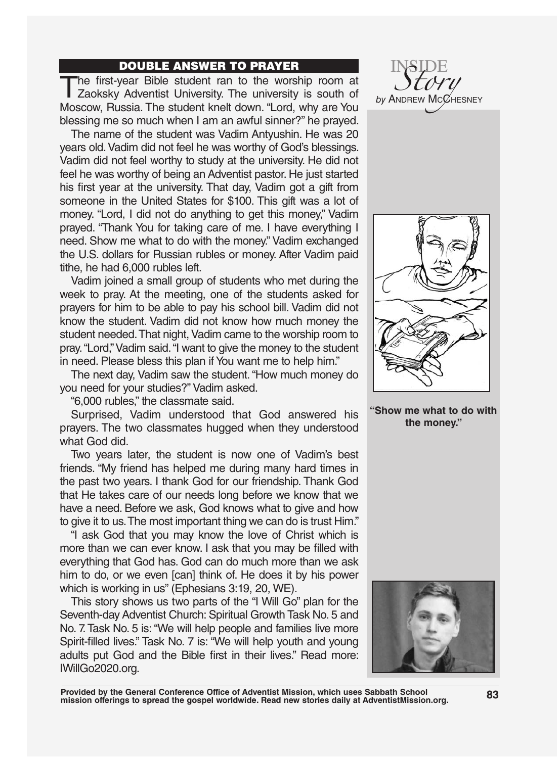## DOUBLE ANSWER TO PRAYER

INSIDE *Story* by ANDREW MCCHESNEY

The first-year Bible student ran to the worship room at Zaoksky Adventist University. The university is south of Moscow, Russia. The student knelt down. "Lord, why are You blessing me so much when I am an awful sinner?" he prayed.

The name of the student was Vadim Antyushin. He was 20 years old. Vadim did not feel he was worthy of God's blessings. Vadim did not feel worthy to study at the university. He did not feel he was worthy of being an Adventist pastor. He just started his first year at the university. That day, Vadim got a gift from someone in the United States for $100. This gift was a lot of money. "Lord, I did not do anything to get this money," Vadim prayed. "Thank You for taking care of me. I have everything I need. Show me what to do with the money." Vadim exchanged the U.S. dollars for Russian rubles or money. After Vadim paid tithe, he had 6,000 rubles left.

Vadim joined a small group of students who met during the week to pray. At the meeting, one of the students asked for prayers for him to be able to pay his school bill. Vadim did not know the student. Vadim did not know how much money the student needed. That night, Vadim came to the worship room to pray. "Lord," Vadim said. "I want to give the money to the student in need. Please bless this plan if You want me to help him."

The next day, Vadim saw the student. "How much money do you need for your studies?" Vadim asked.

"6,000 rubles," the classmate said.

Surprised, Vadim understood that God answered his prayers. The two classmates hugged when they understood what God did.

Two years later, the student is now one of Vadim's best friends. "My friend has helped me during many hard times in the past two years. I thank God for our friendship. Thank God that He takes care of our needs long before we know that we have a need. Before we ask, God knows what to give and how to give it to us. The most important thing we can do is trust Him."

"I ask God that you may know the love of Christ which is more than we can ever know. I ask that you may be filled with everything that God has. God can do much more than we ask him to do, or we even [can] think of. He does it by his power which is working in us" (Ephesians 3:19, 20, WE).

This story shows us two parts of the "I Will Go" plan for the Seventh-day Adventist Church: Spiritual Growth Task No. 5 and No. 7. Task No. 5 is: "We will help people and families live more Spirit-filled lives." Task No. 7 is: "We will help youth and young adults put God and the Bible first in their lives." Read more: IWillGo2020.org.

**"Show me what to do with the money."**

**Provided by the General Conference Office of Adventist Mission, which uses Sabbath School mission offerings to spread the gospel worldwide. Read new stories daily at AdventistMission.org.**